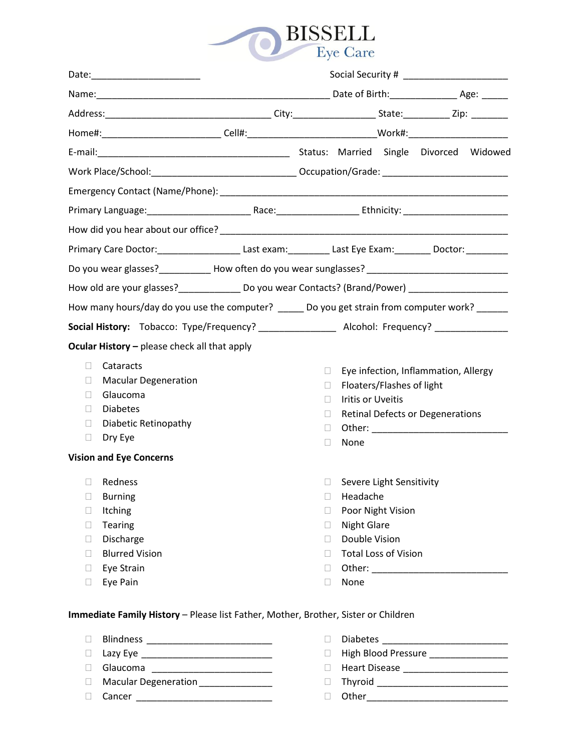# BISSELL Eye Care

Date:____________________ Social Security # ____________________

Name:_____________________________________________ Date of Birth:____________ Age: _____

Address:_______________________________ City:_______________ State:_________ Zip: _______

Home#:______________________ Cell#:________________________Work#:___________________

E-mail:____________________________________ Status: Married Single Divorced Widowed

Work Place/School:___________________________ Occupation/Grade: _______________________

Emergency Contact (Name/Phone): ____________________________________________________

Primary Language:____________________ Race:_______________ Ethnicity: ____________________

How did you hear about our office? ___________________________________________________

Primary Care Doctor:_______________ Last exam:________ Last Eye Exam:_______ Doctor: ________

Do you wear glasses?__________ How often do you wear sunglasses? ___________________________

How old are your glasses?____________ Do you wear Contacts? (Brand/Power) __________________

How many hours/day do you use the computer? _____ Do you get strain from computer work? ______

**Social History:** Tobacco: Type/Frequency? _______________ Alcohol: Frequency? ______________

**Ocular History –** please check all that apply

- ☐ Cataracts
- ☐ Macular Degeneration
- ☐ Glaucoma
- ☐ Diabetes
- ☐ Diabetic Retinopathy
- ☐ Dry Eye
- ☐ Eye infection, Inflammation, Allergy
- ☐ Floaters/Flashes of light
- ☐ Iritis or Uveitis
- ☐ Retinal Defects or Degenerations
- ☐ Other: __________________________
- ☐ None

**Vision and Eye Concerns**

- ☐ Redness
- ☐ Burning
- ☐ Itching
- ☐ Tearing
- ☐ Discharge
- ☐ Blurred Vision
- ☐ Eye Strain
- ☐ Eye Pain
- ☐ Severe Light Sensitivity
- ☐ Headache
- ☐ Poor Night Vision
- ☐ Night Glare
- ☐ Double Vision
- ☐ Total Loss of Vision
- ☐ Other: __________________________
- ☐ None

**Immediate Family History** – Please list Father, Mother, Brother, Sister or Children

- ☐ Blindness ________________________
- ☐ Lazy Eye _________________________
- ☐ Glaucoma ________________________
- ☐ Macular Degeneration ______________
- ☐ Cancer __________________________
- ☐ Diabetes ________________________
- ☐ High Blood Pressure _______________
- ☐ Heart Disease ____________________
- ☐ Thyroid _________________________
- ☐ Other___________________________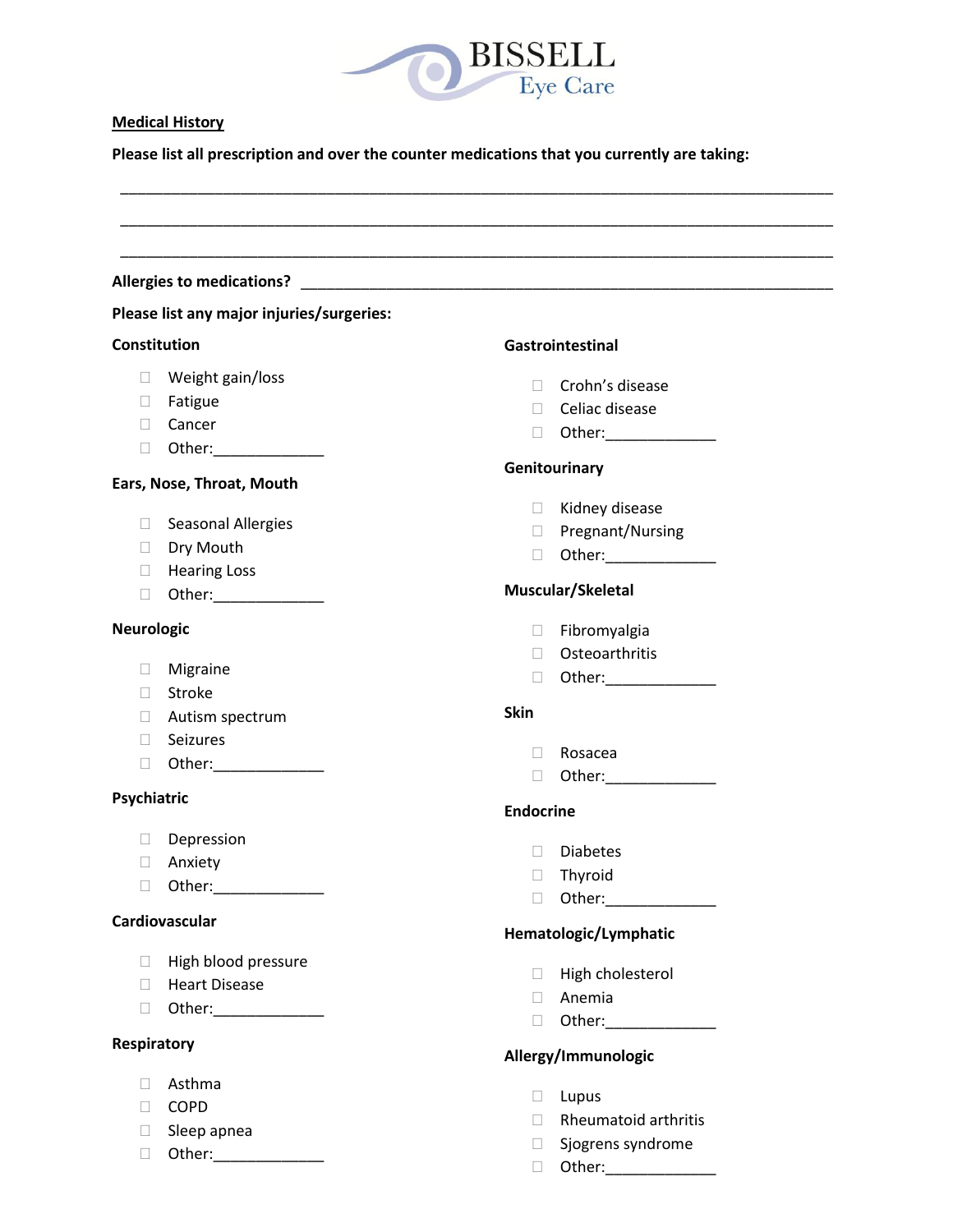BISSELL Eye Care

**Medical History**

**Please list all prescription and over the counter medications that you currently are taking:**

___________________________________________________________________________________

___________________________________________________________________________________

___________________________________________________________________________________

**Allergies to medications?** ______________________________________________________________

**Please list any major injuries/surgeries:**

**Constitution**

- ☐ Weight gain/loss
- ☐ Fatigue
- ☐ Cancer
- ☐ Other:_____________

**Ears, Nose, Throat, Mouth**

- ☐ Seasonal Allergies
- ☐ Dry Mouth
- ☐ Hearing Loss
- ☐ Other:_____________

**Neurologic**

- ☐ Migraine
- ☐ Stroke
- ☐ Autism spectrum
- ☐ Seizures
- ☐ Other:_____________

**Psychiatric**

- ☐ Depression
- ☐ Anxiety
- ☐ Other:_____________

**Cardiovascular**

- ☐ High blood pressure
- ☐ Heart Disease
- ☐ Other:_____________

**Respiratory**

- ☐ Asthma
- ☐ COPD
- ☐ Sleep apnea
- ☐ Other:_____________

**Gastrointestinal**

- ☐ Crohn's disease
- ☐ Celiac disease
- ☐ Other:_____________

**Genitourinary**

- ☐ Kidney disease
- ☐ Pregnant/Nursing
- ☐ Other:_____________

**Muscular/Skeletal**

- ☐ Fibromyalgia
- ☐ Osteoarthritis
- ☐ Other:_____________

**Skin**

- ☐ Rosacea
- ☐ Other:_____________

**Endocrine**

- ☐ Diabetes
- ☐ Thyroid
- ☐ Other:_____________

**Hematologic/Lymphatic**

- ☐ High cholesterol
- ☐ Anemia
- ☐ Other:_____________

**Allergy/Immunologic**

- ☐ Lupus
- ☐ Rheumatoid arthritis
- ☐ Sjogrens syndrome
- ☐ Other:_____________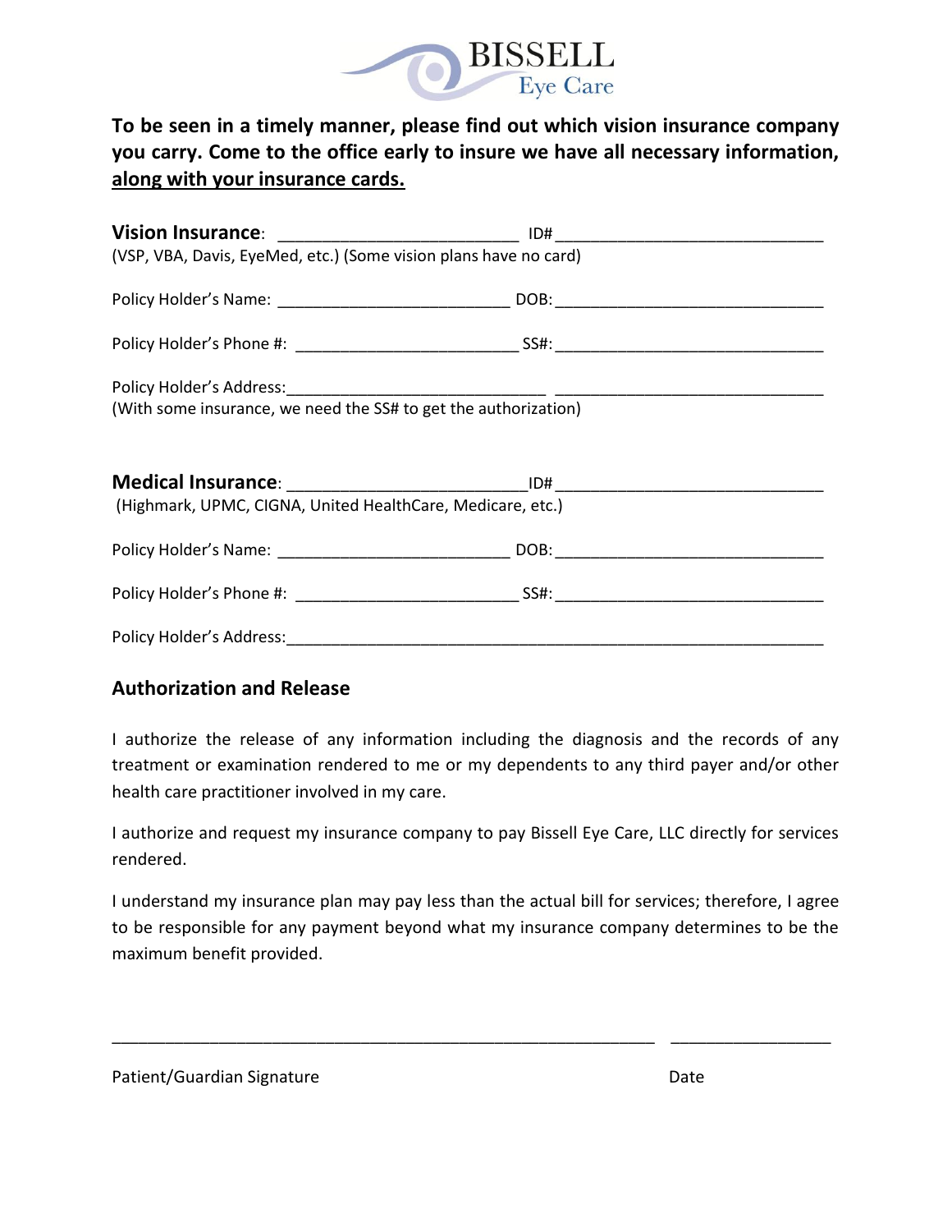BISSELL
Eye Care

**To be seen in a timely manner, please find out which vision insurance company you carry. Come to the office early to insure we have all necessary information, <u>along with your insurance cards.</u>**

**Vision Insurance**: _________________________ ID# ____________________________
(VSP, VBA, Davis, EyeMed, etc.) (Some vision plans have no card)

Policy Holder's Name: ________________________ DOB: ____________________________

Policy Holder's Phone #: _______________________ SS#: ____________________________

Policy Holder's Address: ___________________________ ____________________________
(With some insurance, we need the SS# to get the authorization)

**Medical Insurance**: _________________________ ID# ____________________________
(Highmark, UPMC, CIGNA, United HealthCare, Medicare, etc.)

Policy Holder's Name: ________________________ DOB: ____________________________

Policy Holder's Phone #: _______________________ SS#: ____________________________

Policy Holder's Address: ____________________________________________________________

## Authorization and Release

I authorize the release of any information including the diagnosis and the records of any treatment or examination rendered to me or my dependents to any third payer and/or other health care practitioner involved in my care.

I authorize and request my insurance company to pay Bissell Eye Care, LLC directly for services rendered.

I understand my insurance plan may pay less than the actual bill for services; therefore, I agree to be responsible for any payment beyond what my insurance company determines to be the maximum benefit provided.

_________________________________________________________ _________________

Patient/Guardian Signature Date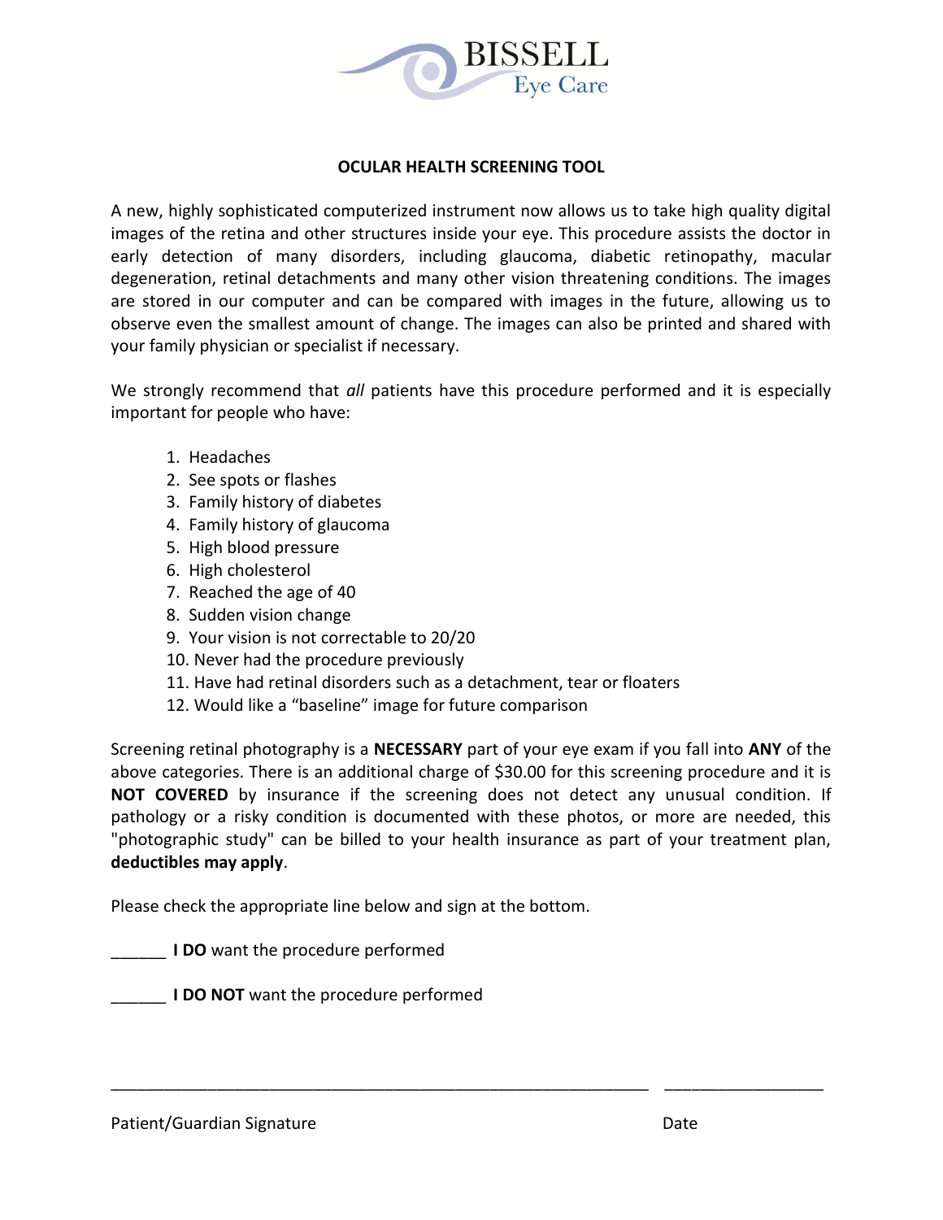BISSELL
Eye Care

# OCULAR HEALTH SCREENING TOOL

A new, highly sophisticated computerized instrument now allows us to take high quality digital images of the retina and other structures inside your eye. This procedure assists the doctor in early detection of many disorders, including glaucoma, diabetic retinopathy, macular degeneration, retinal detachments and many other vision threatening conditions. The images are stored in our computer and can be compared with images in the future, allowing us to observe even the smallest amount of change. The images can also be printed and shared with your family physician or specialist if necessary.

We strongly recommend that *all* patients have this procedure performed and it is especially important for people who have:

1. Headaches
2. See spots or flashes
3. Family history of diabetes
4. Family history of glaucoma
5. High blood pressure
6. High cholesterol
7. Reached the age of 40
8. Sudden vision change
9. Your vision is not correctable to 20/20
10. Never had the procedure previously
11. Have had retinal disorders such as a detachment, tear or floaters
12. Would like a "baseline" image for future comparison

Screening retinal photography is a **NECESSARY** part of your eye exam if you fall into **ANY** of the above categories. There is an additional charge of $30.00 for this screening procedure and it is **NOT COVERED** by insurance if the screening does not detect any unusual condition. If pathology or a risky condition is documented with these photos, or more are needed, this "photographic study" can be billed to your health insurance as part of your treatment plan, **deductibles may apply**.

Please check the appropriate line below and sign at the bottom.

______ **I DO** want the procedure performed

______ **I DO NOT** want the procedure performed

_____________________________________________________________ _________________

Patient/Guardian Signature                                                                                   Date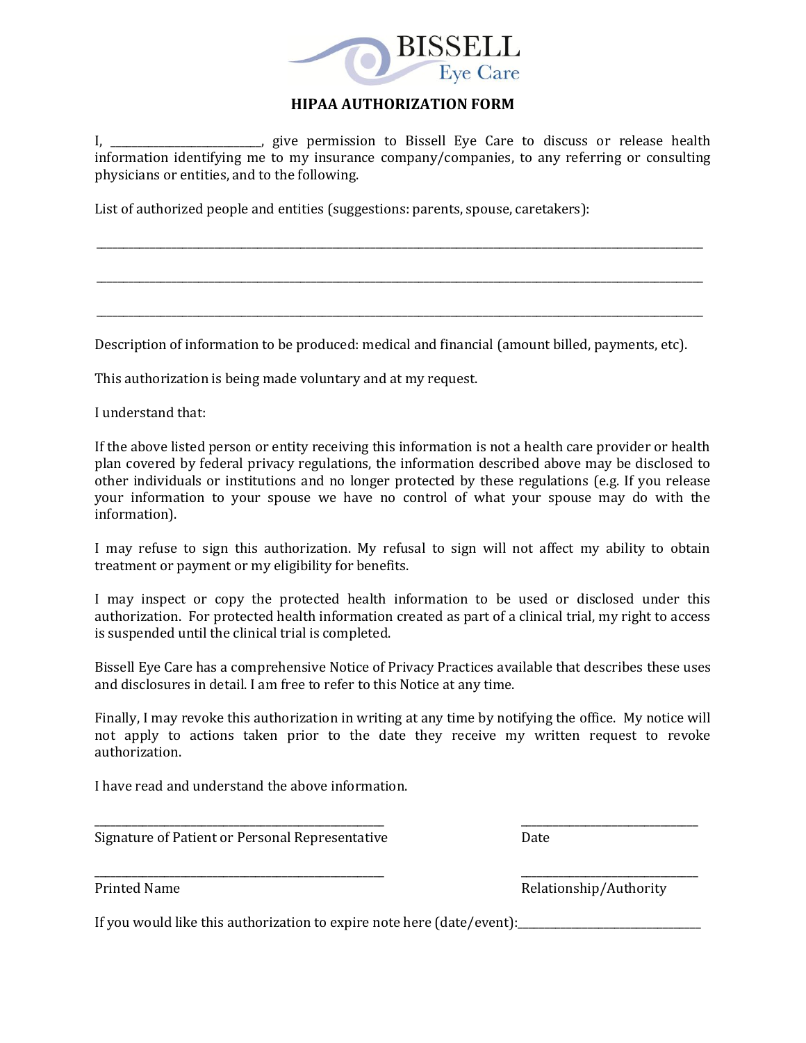BISSELL
Eye Care

# HIPAA AUTHORIZATION FORM

I, ___________________________, give permission to Bissell Eye Care to discuss or release health information identifying me to my insurance company/companies, to any referring or consulting physicians or entities, and to the following.

List of authorized people and entities (suggestions: parents, spouse, caretakers):

_______________________________________________________________________________________________

_______________________________________________________________________________________________

_______________________________________________________________________________________________

Description of information to be produced: medical and financial (amount billed, payments, etc).

This authorization is being made voluntary and at my request.

I understand that:

If the above listed person or entity receiving this information is not a health care provider or health plan covered by federal privacy regulations, the information described above may be disclosed to other individuals or institutions and no longer protected by these regulations (e.g. If you release your information to your spouse we have no control of what your spouse may do with the information).

I may refuse to sign this authorization. My refusal to sign will not affect my ability to obtain treatment or payment or my eligibility for benefits.

I may inspect or copy the protected health information to be used or disclosed under this authorization. For protected health information created as part of a clinical trial, my right to access is suspended until the clinical trial is completed.

Bissell Eye Care has a comprehensive Notice of Privacy Practices available that describes these uses and disclosures in detail. I am free to refer to this Notice at any time.

Finally, I may revoke this authorization in writing at any time by notifying the office. My notice will not apply to actions taken prior to the date they receive my written request to revoke authorization.

I have read and understand the above information.

_____________________________________________________ _______________________________

Signature of Patient or Personal Representative Date

_____________________________________________________ _______________________________

Printed Name Relationship/Authority

If you would like this authorization to expire note here (date/event):_______________________________